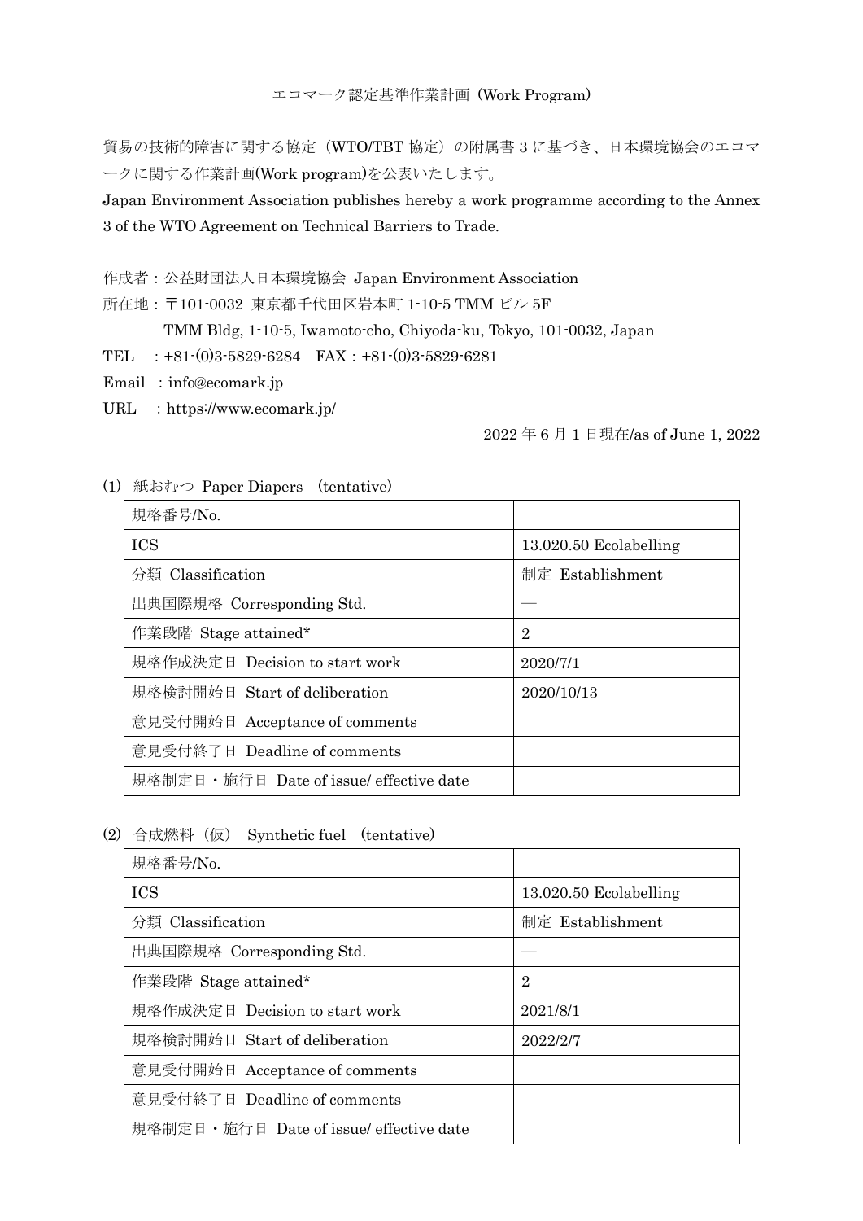# エコマーク認定基準作業計画 (Work Program)

貿易の技術的障害に関する協定（WTO/TBT 協定）の附属書 3 に基づき、日本環境協会のエコマークに関する作業計画(Work program)を公表いたします。

Japan Environment Association publishes hereby a work programme according to the Annex 3 of the WTO Agreement on Technical Barriers to Trade.

作成者：公益財団法人日本環境協会 Japan Environment Association

所在地：〒101-0032 東京都千代田区岩本町 1-10-5 TMM ビル 5F

TMM Bldg, 1-10-5, Iwamoto-cho, Chiyoda-ku, Tokyo, 101-0032, Japan

TEL ：+81-(0)3-5829-6284 FAX：+81-(0)3-5829-6281

Email ：info@ecomark.jp

URL ：https://www.ecomark.jp/

2022 年 6 月 1 日現在/as of June 1, 2022

## (1) 紙おむつ Paper Diapers (tentative)

| | |
|---|---|
| 規格番号/No. | |
| ICS | 13.020.50 Ecolabelling |
| 分類 Classification | 制定 Establishment |
| 出典国際規格 Corresponding Std. | — |
| 作業段階 Stage attained* | 2 |
| 規格作成決定日 Decision to start work | 2020/7/1 |
| 規格検討開始日 Start of deliberation | 2020/10/13 |
| 意見受付開始日 Acceptance of comments | |
| 意見受付終了日 Deadline of comments | |
| 規格制定日・施行日 Date of issue/ effective date | |

## (2) 合成燃料（仮） Synthetic fuel (tentative)

| | |
|---|---|
| 規格番号/No. | |
| ICS | 13.020.50 Ecolabelling |
| 分類 Classification | 制定 Establishment |
| 出典国際規格 Corresponding Std. | — |
| 作業段階 Stage attained* | 2 |
| 規格作成決定日 Decision to start work | 2021/8/1 |
| 規格検討開始日 Start of deliberation | 2022/2/7 |
| 意見受付開始日 Acceptance of comments | |
| 意見受付終了日 Deadline of comments | |
| 規格制定日・施行日 Date of issue/ effective date | |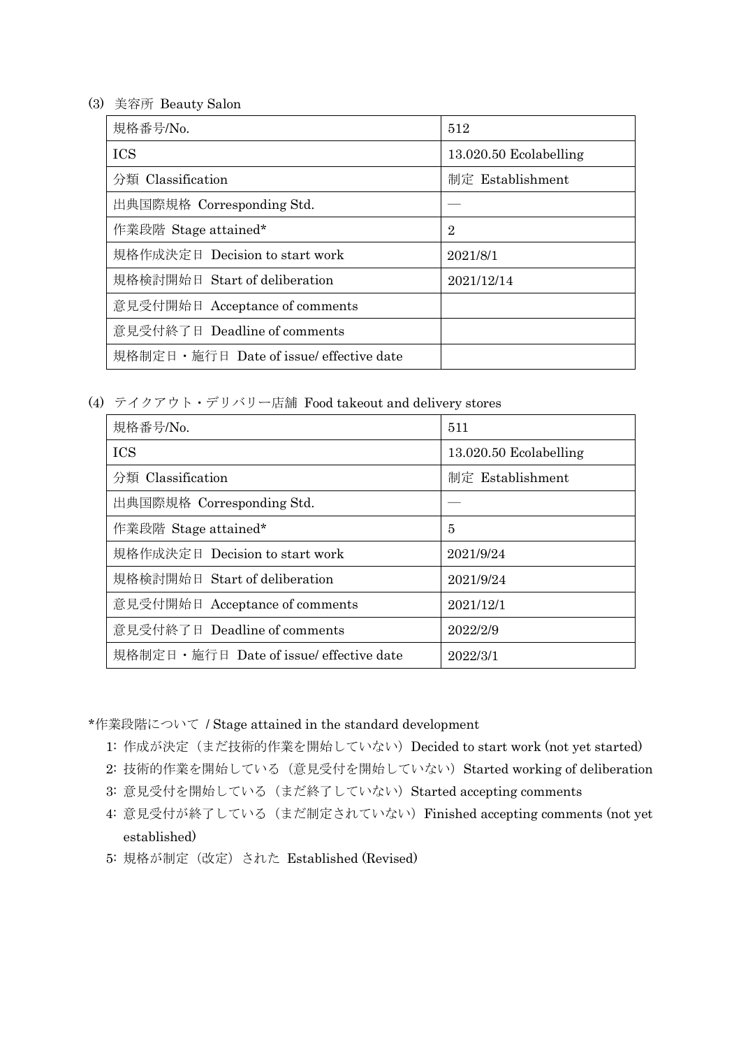(3) 美容所 Beauty Salon

| | |
|---|---|
| 規格番号/No. | 512 |
| ICS | 13.020.50 Ecolabelling |
| 分類 Classification | 制定 Establishment |
| 出典国際規格 Corresponding Std. | — |
| 作業段階 Stage attained* | 2 |
| 規格作成決定日 Decision to start work | 2021/8/1 |
| 規格検討開始日 Start of deliberation | 2021/12/14 |
| 意見受付開始日 Acceptance of comments | |
| 意見受付終了日 Deadline of comments | |
| 規格制定日・施行日 Date of issue/ effective date | |

(4) テイクアウト・デリバリー店舗 Food takeout and delivery stores

| | |
|---|---|
| 規格番号/No. | 511 |
| ICS | 13.020.50 Ecolabelling |
| 分類 Classification | 制定 Establishment |
| 出典国際規格 Corresponding Std. | — |
| 作業段階 Stage attained* | 5 |
| 規格作成決定日 Decision to start work | 2021/9/24 |
| 規格検討開始日 Start of deliberation | 2021/9/24 |
| 意見受付開始日 Acceptance of comments | 2021/12/1 |
| 意見受付終了日 Deadline of comments | 2022/2/9 |
| 規格制定日・施行日 Date of issue/ effective date | 2022/3/1 |

*作業段階について / Stage attained in the standard development

1: 作成が決定（まだ技術的作業を開始していない）Decided to start work (not yet started)
2: 技術的作業を開始している（意見受付を開始していない）Started working of deliberation
3: 意見受付を開始している（まだ終了していない）Started accepting comments
4: 意見受付が終了している（まだ制定されていない）Finished accepting comments (not yet established)
5: 規格が制定（改定）された Established (Revised)